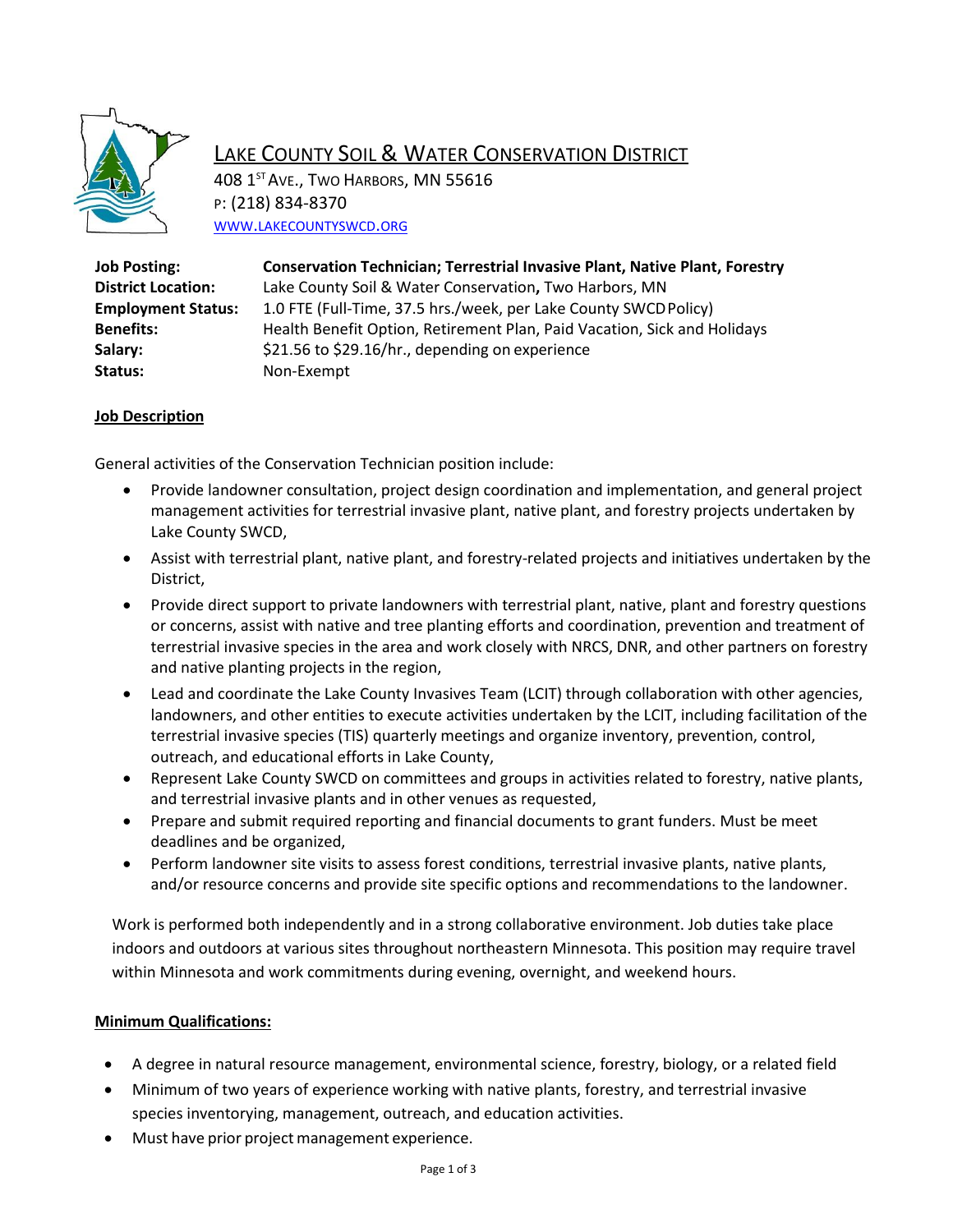# LAKE COUNTY SOIL & WATER CONSERVATION DISTRICT

408 1ST AVE., TWO HARBORS, MN 55616
P: (218) 834-8370
WWW.LAKECOUNTYSWCD.ORG

| | |
|---|---|
| **Job Posting:** | **Conservation Technician; Terrestrial Invasive Plant, Native Plant, Forestry** |
| **District Location:** | Lake County Soil & Water Conservation**,** Two Harbors, MN |
| **Employment Status:** | 1.0 FTE (Full-Time, 37.5 hrs./week, per Lake County SWCD Policy) |
| **Benefits:** | Health Benefit Option, Retirement Plan, Paid Vacation, Sick and Holidays |
| **Salary:** | $21.56 to $29.16/hr., depending on experience |
| **Status:** | Non-Exempt |

## Job Description

General activities of the Conservation Technician position include:

- Provide landowner consultation, project design coordination and implementation, and general project management activities for terrestrial invasive plant, native plant, and forestry projects undertaken by Lake County SWCD,
- Assist with terrestrial plant, native plant, and forestry-related projects and initiatives undertaken by the District,
- Provide direct support to private landowners with terrestrial plant, native, plant and forestry questions or concerns, assist with native and tree planting efforts and coordination, prevention and treatment of terrestrial invasive species in the area and work closely with NRCS, DNR, and other partners on forestry and native planting projects in the region,
- Lead and coordinate the Lake County Invasives Team (LCIT) through collaboration with other agencies, landowners, and other entities to execute activities undertaken by the LCIT, including facilitation of the terrestrial invasive species (TIS) quarterly meetings and organize inventory, prevention, control, outreach, and educational efforts in Lake County,
- Represent Lake County SWCD on committees and groups in activities related to forestry, native plants, and terrestrial invasive plants and in other venues as requested,
- Prepare and submit required reporting and financial documents to grant funders. Must be meet deadlines and be organized,
- Perform landowner site visits to assess forest conditions, terrestrial invasive plants, native plants, and/or resource concerns and provide site specific options and recommendations to the landowner.

Work is performed both independently and in a strong collaborative environment. Job duties take place indoors and outdoors at various sites throughout northeastern Minnesota. This position may require travel within Minnesota and work commitments during evening, overnight, and weekend hours.

## Minimum Qualifications:

- A degree in natural resource management, environmental science, forestry, biology, or a related field
- Minimum of two years of experience working with native plants, forestry, and terrestrial invasive species inventorying, management, outreach, and education activities.
- Must have prior project management experience.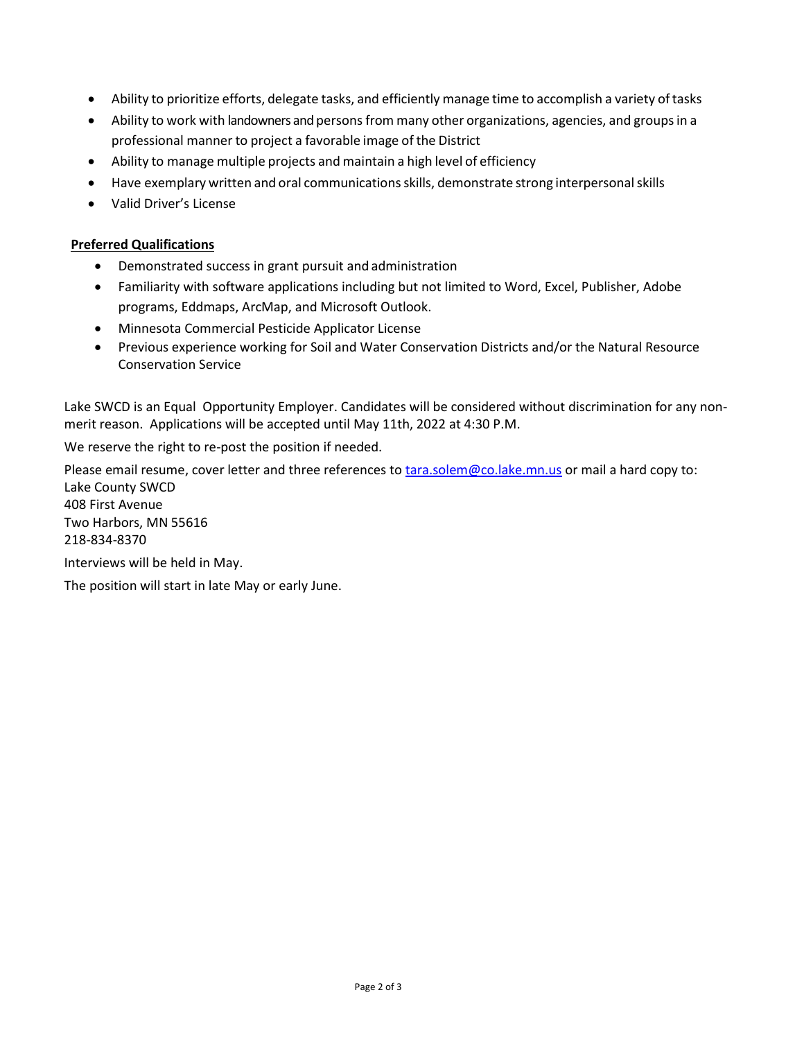- Ability to prioritize efforts, delegate tasks, and efficiently manage time to accomplish a variety of tasks
- Ability to work with landowners and persons from many other organizations, agencies, and groups in a professional manner to project a favorable image of the District
- Ability to manage multiple projects and maintain a high level of efficiency
- Have exemplary written and oral communications skills, demonstrate strong interpersonal skills
- Valid Driver's License

**Preferred Qualifications**

- Demonstrated success in grant pursuit and administration
- Familiarity with software applications including but not limited to Word, Excel, Publisher, Adobe programs, Eddmaps, ArcMap, and Microsoft Outlook.
- Minnesota Commercial Pesticide Applicator License
- Previous experience working for Soil and Water Conservation Districts and/or the Natural Resource Conservation Service

Lake SWCD is an Equal Opportunity Employer. Candidates will be considered without discrimination for any non-merit reason. Applications will be accepted until May 11th, 2022 at 4:30 P.M.

We reserve the right to re-post the position if needed.

Please email resume, cover letter and three references to tara.solem@co.lake.mn.us or mail a hard copy to:
Lake County SWCD
408 First Avenue
Two Harbors, MN 55616
218-834-8370

Interviews will be held in May.

The position will start in late May or early June.